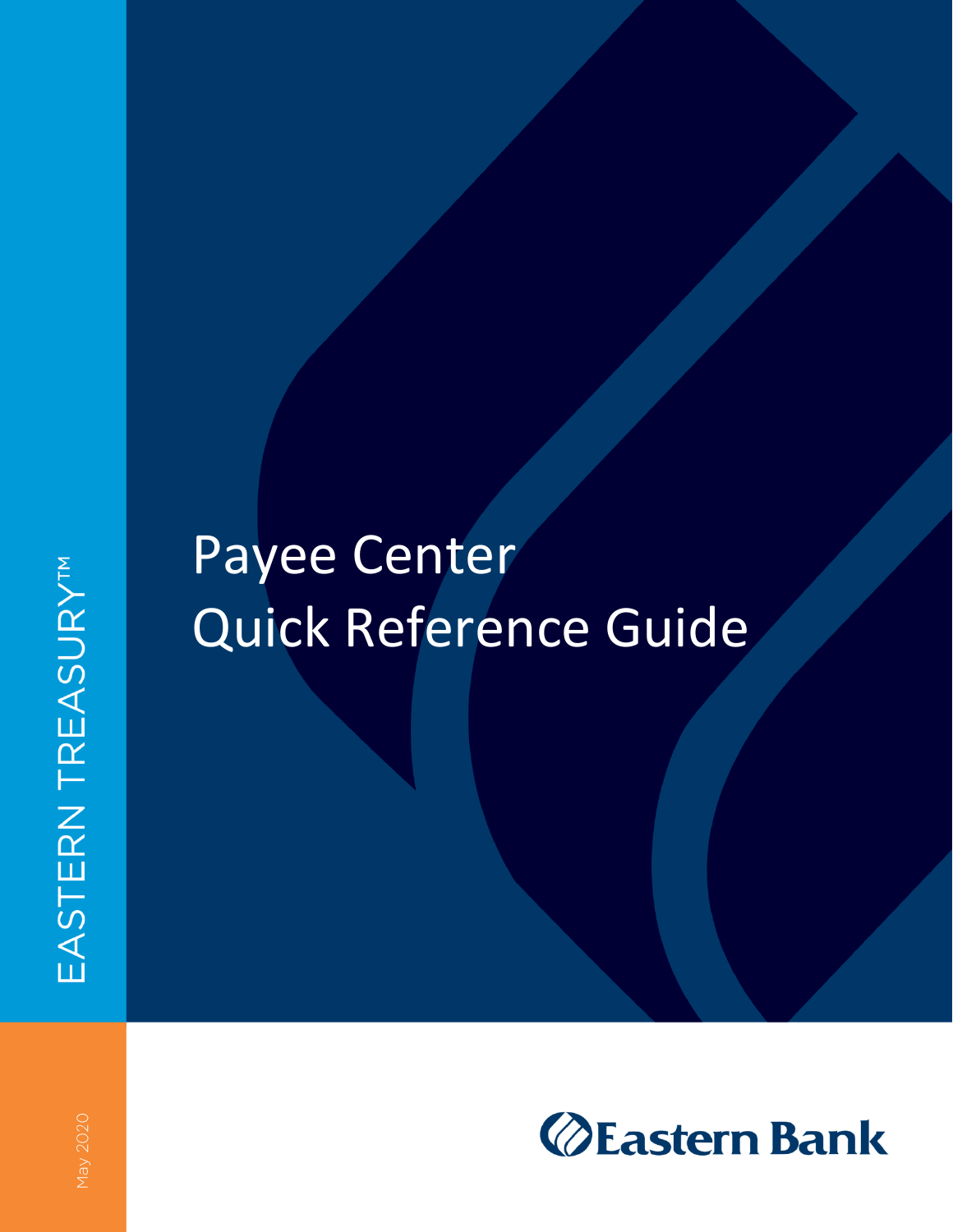EASTERN TREASURY™

# Payee Center
# Quick Reference Guide

May 2020

Eastern Bank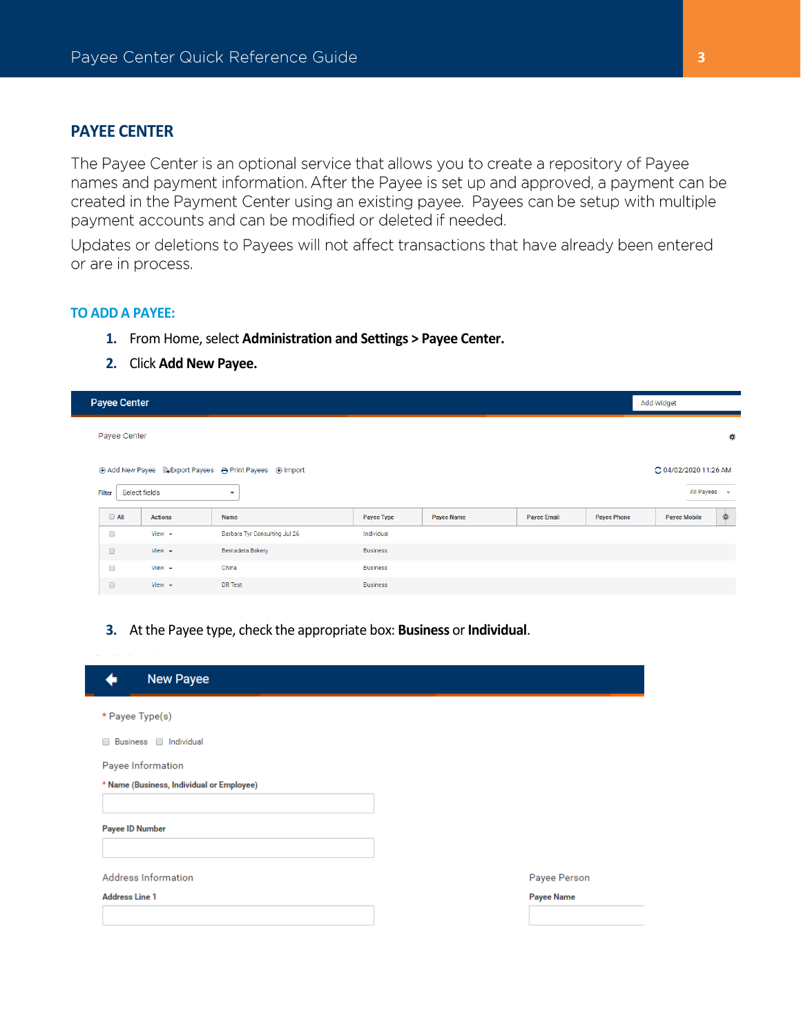## PAYEE CENTER

The Payee Center is an optional service that allows you to create a repository of Payee names and payment information. After the Payee is set up and approved, a payment can be created in the Payment Center using an existing payee. Payees can be setup with multiple payment accounts and can be modified or deleted if needed.

Updates or deletions to Payees will not affect transactions that have already been entered or are in process.

### TO ADD A PAYEE:

1. From Home, select **Administration and Settings > Payee Center.**
2. Click **Add New Payee.**

3. At the Payee type, check the appropriate box: **Business** or **Individual**.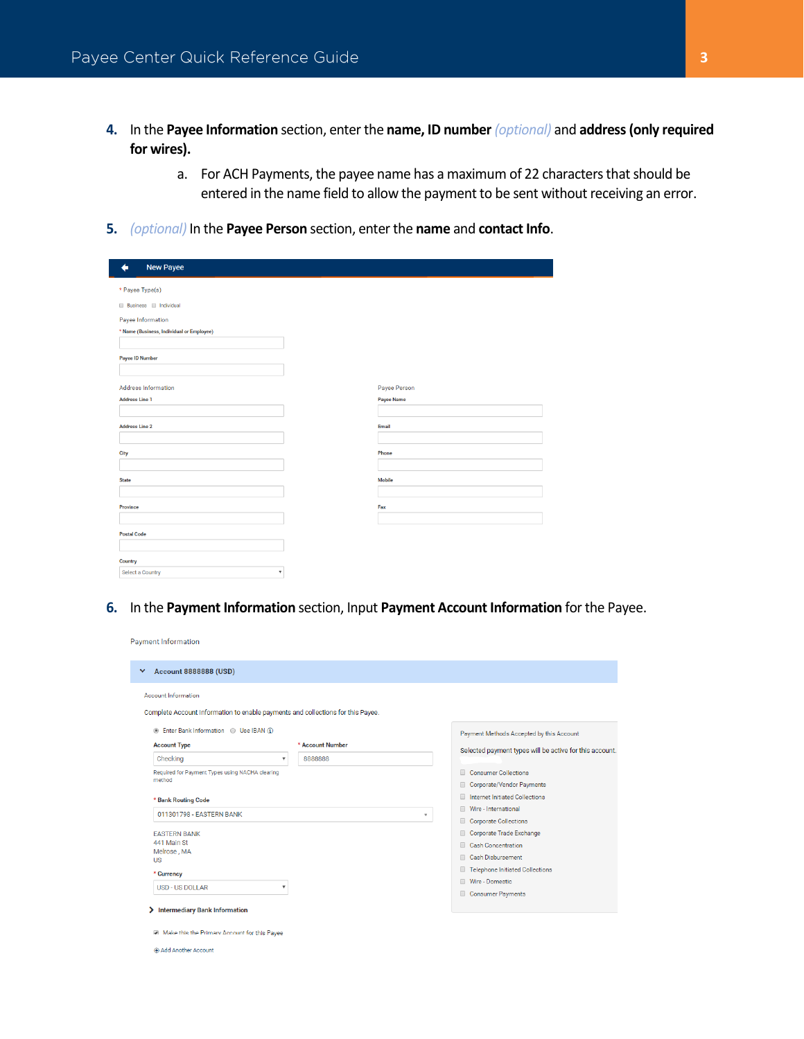4. In the **Payee Information** section, enter the **name, ID number** *(optional)* and **address (only required for wires).**
   a. For ACH Payments, the payee name has a maximum of 22 characters that should be entered in the name field to allow the payment to be sent without receiving an error.

5. *(optional)* In the **Payee Person** section, enter the **name** and **contact Info**.

New Payee

\* Payee Type(s)

Business  Individual

Payee Information

\* Name (Business, Individual or Employee)

Payee ID Number

Address Information

Address Line 1

Address Line 2

City

State

Province

Postal Code

Country

Select a Country

Payee Person

Payee Name

Email

Phone

Mobile

Fax

6. In the **Payment Information** section, Input **Payment Account Information** for the Payee.

Payment Information

Account 8888888 (USD)

Account Information

Complete Account Information to enable payments and collections for this Payee.

Enter Bank Information  Use IBAN

Account Type

Checking

Required for Payment Types using NACHA clearing method

\* Account Number

8888888

\* Bank Routing Code

011301798 - EASTERN BANK

EASTERN BANK
441 Main St
Melrose , MA
US

\* Currency

USD - US DOLLAR

Intermediary Bank Information

Make this the Primary Account for this Payee

Add Another Account

Payment Methods Accepted by this Account

Selected payment types will be active for this account.

- Consumer Collections
- Corporate/Vendor Payments
- Internet Initiated Collections
- Wire - International
- Corporate Collections
- Corporate Trade Exchange
- Cash Concentration
- Cash Disbursement
- Telephone Initiated Collections
- Wire - Domestic
- Consumer Payments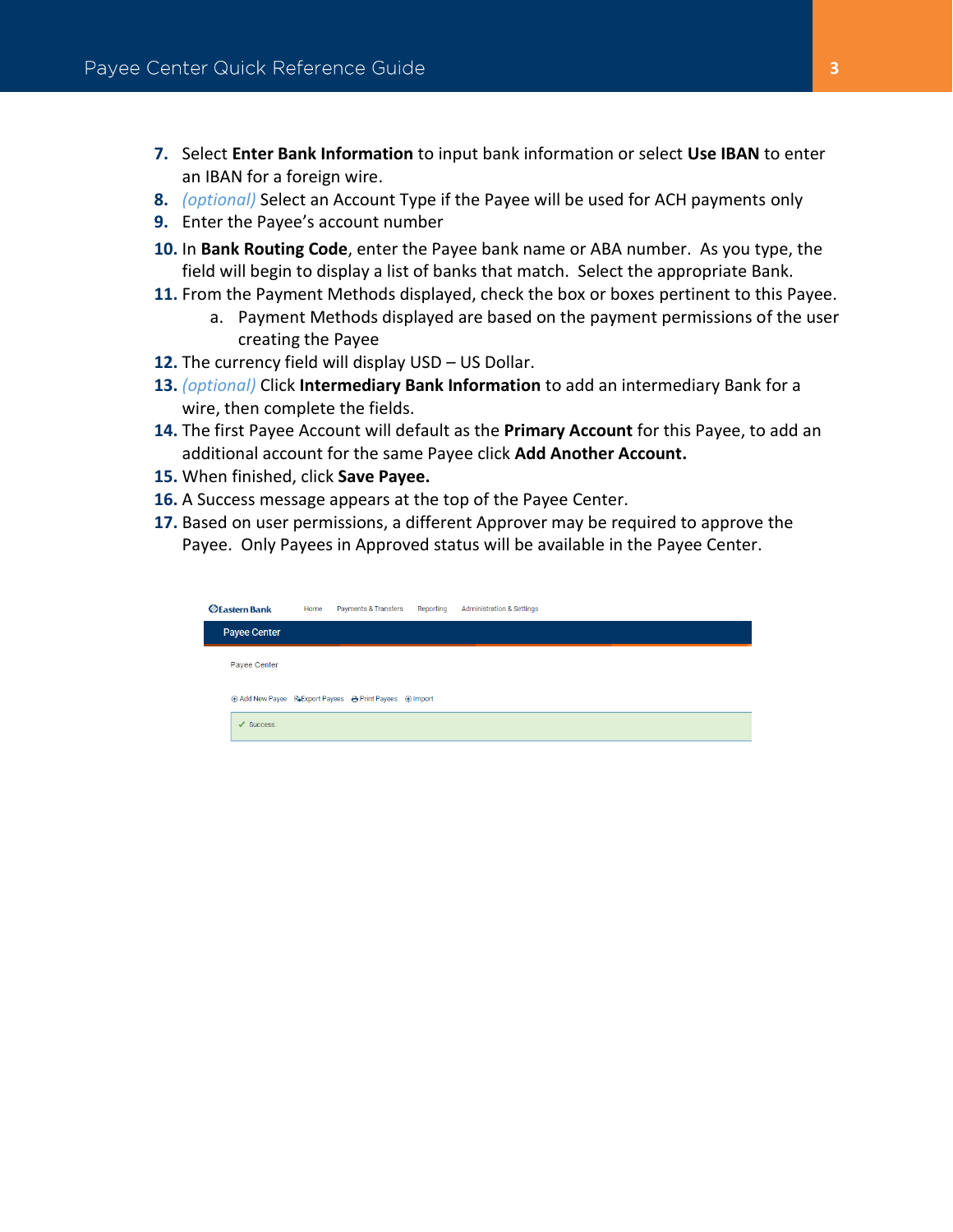7. Select **Enter Bank Information** to input bank information or select **Use IBAN** to enter an IBAN for a foreign wire.
8. *(optional)* Select an Account Type if the Payee will be used for ACH payments only
9. Enter the Payee's account number
10. In **Bank Routing Code**, enter the Payee bank name or ABA number. As you type, the field will begin to display a list of banks that match. Select the appropriate Bank.
11. From the Payment Methods displayed, check the box or boxes pertinent to this Payee.
    a. Payment Methods displayed are based on the payment permissions of the user creating the Payee
12. The currency field will display USD – US Dollar.
13. *(optional)* Click **Intermediary Bank Information** to add an intermediary Bank for a wire, then complete the fields.
14. The first Payee Account will default as the **Primary Account** for this Payee, to add an additional account for the same Payee click **Add Another Account.**
15. When finished, click **Save Payee.**
16. A Success message appears at the top of the Payee Center.
17. Based on user permissions, a different Approver may be required to approve the Payee. Only Payees in Approved status will be available in the Payee Center.